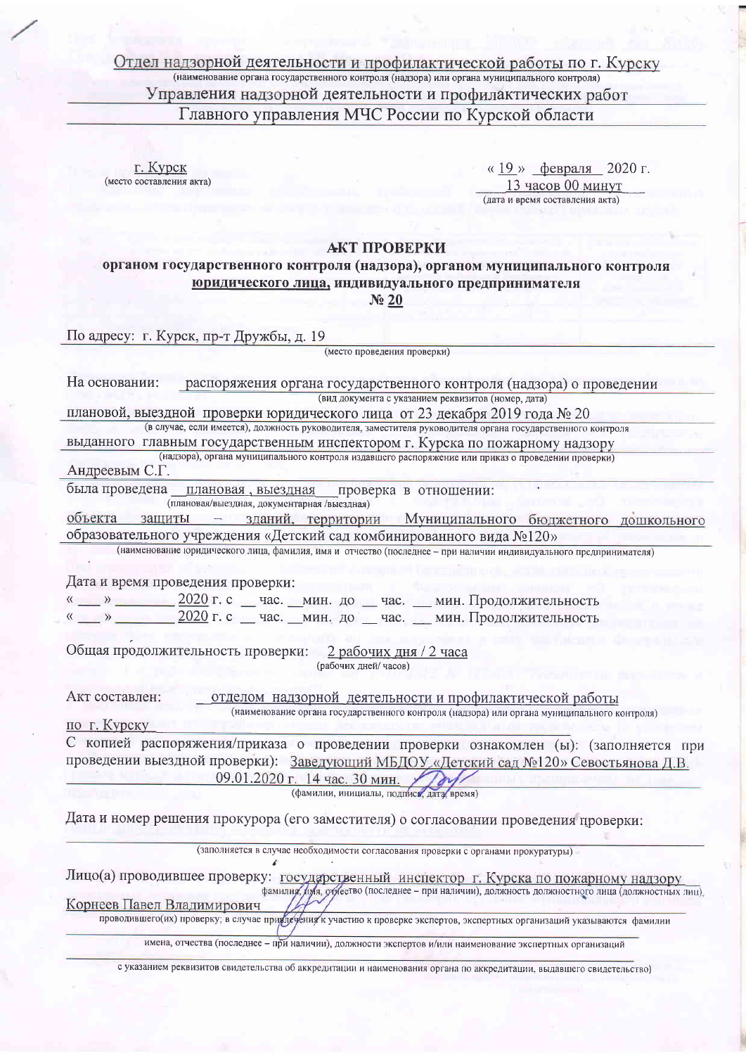Отдел надзорной деятельности и профилактической работы по г. Курску

(наименование органа государственного контроля (надзора) или органа муниципального контроля)

Управления надзорной деятельности и профилактических работ

Главного управления МЧС России по Курской области

г. Курск
(место составления акта)

« 19 » февраля 2020 г.
13 часов 00 минут
(дата и время составления акта)

**АКТ ПРОВЕРКИ**
**органом государственного контроля (надзора), органом муниципального контроля**
**юридического лица, индивидуального предпринимателя**
**№ 20**

По адресу: г. Курск, пр-т Дружбы, д. 19
(место проведения проверки)

На основании: распоряжения органа государственного контроля (надзора) о проведении
(вид документа с указанием реквизитов (номер, дата)
плановой, выездной проверки юридического лица от 23 декабря 2019 года № 20
(в случае, если имеется), должность руководителя, заместителя руководителя органа государственного контроля
выданного главным государственным инспектором г. Курска по пожарному надзору
(надзора), органа муниципального контроля издавшего распоряжение или приказ о проведении проверки)
Андреевым С.Г.

была проведена плановая , выездная проверка в отношении:
(плановая/выездная, документарная /выездная)
объекта защиты – зданий, территории Муниципального бюджетного дошкольного образовательного учреждения «Детский сад комбинированного вида №120»
(наименование юридического лица, фамилия, имя и отчество (последнее – при наличии индивидуального предпринимателя)

Дата и время проведения проверки:
« \_\_\_ » \_\_\_\_\_\_\_ 2020 г. с \_\_ час. \_\_мин. до \_\_ час. \_\_ мин. Продолжительность
« \_\_\_ » \_\_\_\_\_\_\_ 2020 г. с \_\_ час. \_\_мин. до \_\_ час. \_\_ мин. Продолжительность

Общая продолжительность проверки: 2 рабочих дня / 2 часа
(рабочих дней/ часов)

Акт составлен: отделом надзорной деятельности и профилактической работы
(наименование органа государственного контроля (надзора) или органа муниципального контроля)
по г. Курску

С копией распоряжения/приказа о проведении проверки ознакомлен (ы): (заполняется при проведении выездной проверки): Заведующий МБДОУ «Детский сад №120» Севостьянова Д.В. 09.01.2020 г. 14 час. 30 мин.
(фамилии, инициалы, подпись, дата, время)

Дата и номер решения прокурора (его заместителя) о согласовании проведения проверки:

(заполняется в случае необходимости согласования проверки с органами прокуратуры)

Лицо(а) проводившее проверку: государственный инспектор г. Курска по пожарному надзору
фамилия, имя, отчество (последнее – при наличии), должность должностного лица (должностных лиц),
Корнеев Павел Владимирович
проводившего(их) проверку; в случае привлечения к участию к проверке экспертов, экспертных организаций указываются фамилии

имена, отчества (последнее – при наличии), должности экспертов и/или наименование экспертных организаций

с указанием реквизитов свидетельства об аккредитации и наименования органа по аккредитации, выдавшего свидетельство)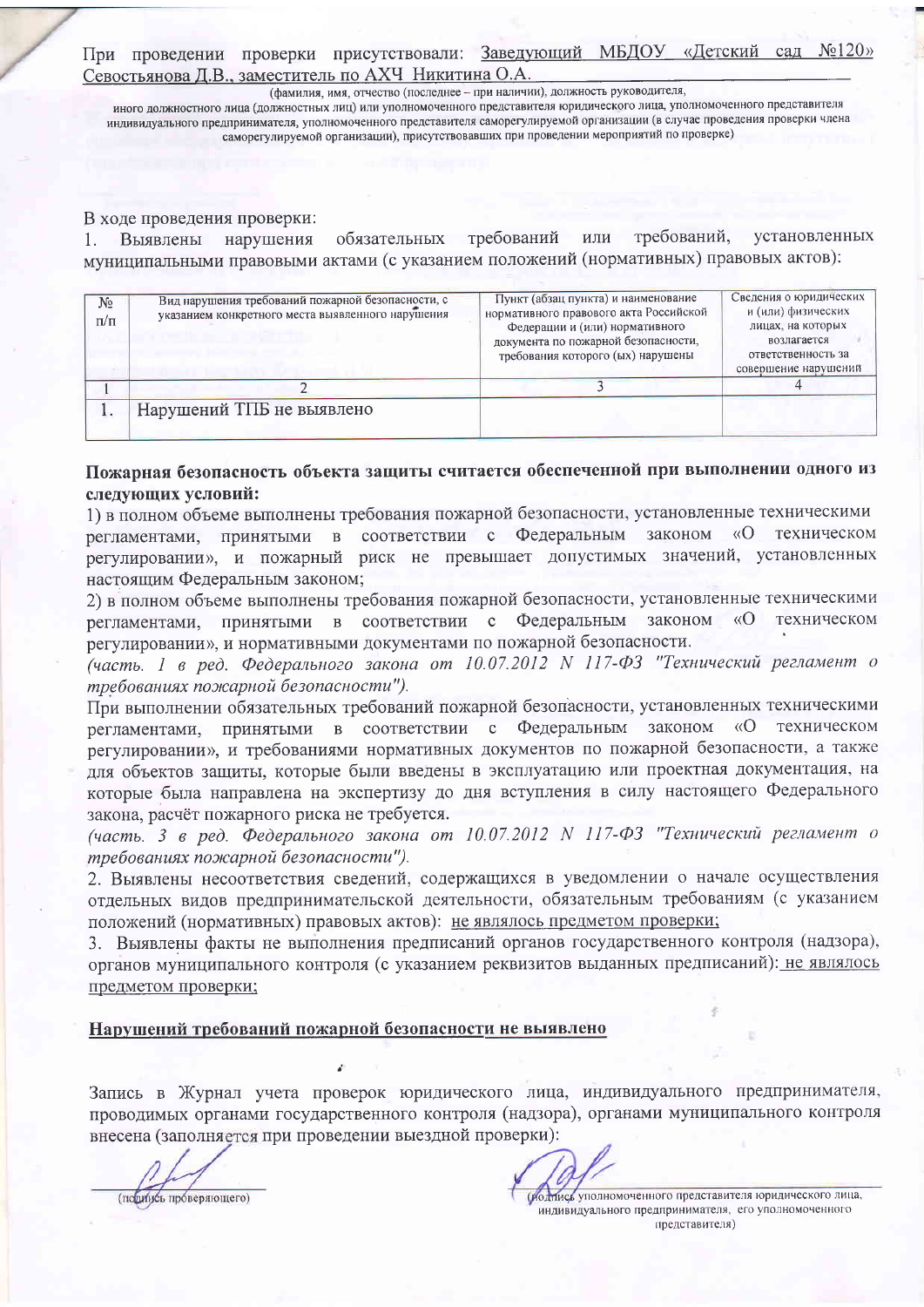При проведении проверки присутствовали: Заведующий МБДОУ «Детский сад №120» Севостьянова Д.В., заместитель по АХЧ Никитина О.А.

(фамилия, имя, отчество (последнее – при наличии), должность руководителя, иного должностного лица (должностных лиц) или уполномоченного представителя юридического лица, уполномоченного представителя индивидуального предпринимателя, уполномоченного представителя саморегулируемой организации (в случае проведения проверки члена саморегулируемой организации), присутствовавших при проведении мероприятий по проверке)

В ходе проведения проверки:

1. Выявлены нарушения обязательных требований или требований, установленных муниципальными правовыми актами (с указанием положений (нормативных) правовых актов):

| № п/п | Вид нарушения требований пожарной безопасности, с указанием конкретного места выявленного нарушения | Пункт (абзац пункта) и наименование нормативного правового акта Российской Федерации и (или) нормативного документа по пожарной безопасности, требования которого (ых) нарушены | Сведения о юридических и (или) физических лицах, на которых возлагается ответственность за совершение нарушений |
|---|---|---|---|
| 1 | 2 | 3 | 4 |
| 1. | Нарушений ТПБ не выявлено | | |

**Пожарная безопасность объекта защиты считается обеспеченной при выполнении одного из следующих условий:**

1) в полном объеме выполнены требования пожарной безопасности, установленные техническими регламентами, принятыми в соответствии с Федеральным законом «О техническом регулировании», и пожарный риск не превышает допустимых значений, установленных настоящим Федеральным законом;

2) в полном объеме выполнены требования пожарной безопасности, установленные техническими регламентами, принятыми в соответствии с Федеральным законом «О техническом регулировании», и нормативными документами по пожарной безопасности.

*(часть. 1 в ред. Федерального закона от 10.07.2012 N 117-ФЗ "Технический регламент о требованиях пожарной безопасности").*

При выполнении обязательных требований пожарной безопасности, установленных техническими регламентами, принятыми в соответствии с Федеральным законом «О техническом регулировании», и требованиями нормативных документов по пожарной безопасности, а также для объектов защиты, которые были введены в эксплуатацию или проектная документация, на которые была направлена на экспертизу до дня вступления в силу настоящего Федерального закона, расчёт пожарного риска не требуется.

*(часть. 3 в ред. Федерального закона от 10.07.2012 N 117-ФЗ "Технический регламент о требованиях пожарной безопасности").*

2. Выявлены несоответствия сведений, содержащихся в уведомлении о начале осуществления отдельных видов предпринимательской деятельности, обязательным требованиям (с указанием положений (нормативных) правовых актов): не являлось предметом проверки;

3. Выявлены факты не выполнения предписаний органов государственного контроля (надзора), органов муниципального контроля (с указанием реквизитов выданных предписаний): не являлось предметом проверки;

**Нарушений требований пожарной безопасности не выявлено**

Запись в Журнал учета проверок юридического лица, индивидуального предпринимателя, проводимых органами государственного контроля (надзора), органами муниципального контроля внесена (заполняется при проведении выездной проверки):

(подпись проверяющего)

(подпись уполномоченного представителя юридического лица, индивидуального предпринимателя, его уполномоченного представителя)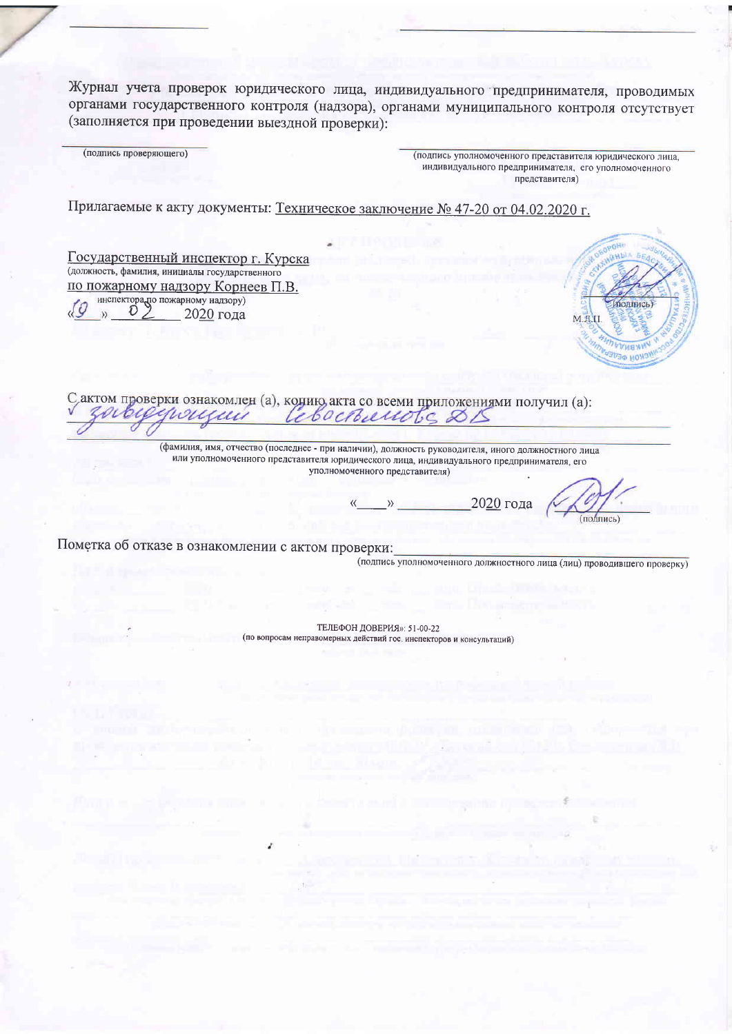Журнал учета проверок юридического лица, индивидуального предпринимателя, проводимых органами государственного контроля (надзора), органами муниципального контроля отсутствует (заполняется при проведении выездной проверки):

_______________ (подпись проверяющего)

_______________ (подпись уполномоченного представителя юридического лица, индивидуального предпринимателя, его уполномоченного представителя)

Прилагаемые к акту документы: Техническое заключение № 47-20 от 04.02.2020 г.

Государственный инспектор г. Курска
(должность, фамилия, инициалы государственного
по пожарному надзору Корнеев П.В.
инспектора по пожарному надзору)
«10» 02 2020 года

(подпись)

М.П.

С актом проверки ознакомлен (а), копию акта со всеми приложениями получил (а):

заведующий Севостьянова Д.В.

(фамилия, имя, отчество (последнее - при наличии), должность руководителя, иного должностного лица или уполномоченного представителя юридического лица, индивидуального предпринимателя, его уполномоченного представителя)

«____» __________ 2020 года _______ (подпись)

Пометка об отказе в ознакомлении с актом проверки:_______________
(подпись уполномоченного должностного лица (лиц) проводившего проверку)

ТЕЛЕФОН ДОВЕРИЯ»: 51-00-22
(по вопросам неправомерных действий гос. инспекторов и консультаций)